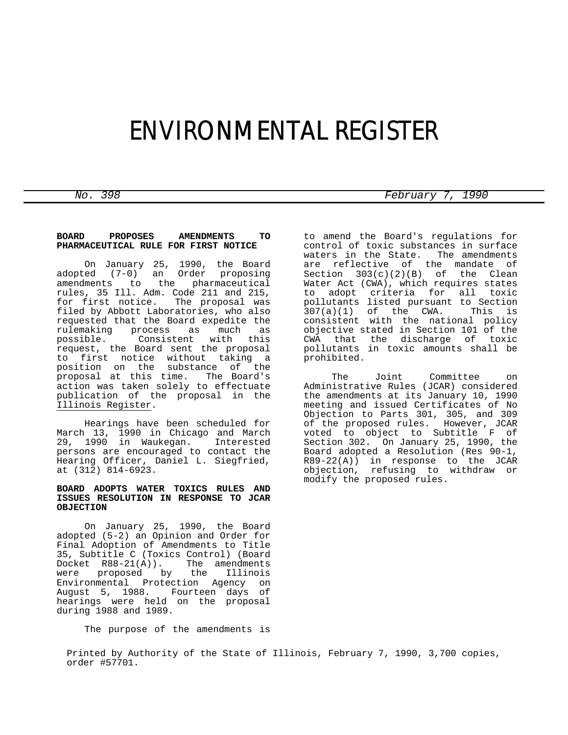# ENVIRONMENTAL REGISTER

*No. 398* *February 7, 1990*

**BOARD PROPOSES AMENDMENTS TO PHARMACEUTICAL RULE FOR FIRST NOTICE**

On January 25, 1990, the Board adopted (7-0) an Order proposing amendments to the pharmaceutical rules, 35 Ill. Adm. Code 211 and 215, for first notice. The proposal was filed by Abbott Laboratories, who also requested that the Board expedite the rulemaking process as much as possible. Consistent with this request, the Board sent the proposal to first notice without taking a position on the substance of the proposal at this time. The Board's action was taken solely to effectuate publication of the proposal in the Illinois Register.

Hearings have been scheduled for March 13, 1990 in Chicago and March 29, 1990 in Waukegan. Interested persons are encouraged to contact the Hearing Officer, Daniel L. Siegfried, at (312) 814-6923.

**BOARD ADOPTS WATER TOXICS RULES AND ISSUES RESOLUTION IN RESPONSE TO JCAR OBJECTION**

On January 25, 1990, the Board adopted (5-2) an Opinion and Order for Final Adoption of Amendments to Title 35, Subtitle C (Toxics Control) (Board Docket R88-21(A)). The amendments were proposed by the Illinois Environmental Protection Agency on August 5, 1988. Fourteen days of hearings were held on the proposal during 1988 and 1989.

The purpose of the amendments is to amend the Board's regulations for control of toxic substances in surface waters in the State. The amendments are reflective of the mandate of Section 303(c)(2)(B) of the Clean Water Act (CWA), which requires states to adopt criteria for all toxic pollutants listed pursuant to Section 307(a)(1) of the CWA. This is consistent with the national policy objective stated in Section 101 of the CWA that the discharge of toxic pollutants in toxic amounts shall be prohibited.

The Joint Committee on Administrative Rules (JCAR) considered the amendments at its January 10, 1990 meeting and issued Certificates of No Objection to Parts 301, 305, and 309 of the proposed rules. However, JCAR voted to object to Subtitle F of Section 302. On January 25, 1990, the Board adopted a Resolution (Res 90-1, R89-22(A)) in response to the JCAR objection, refusing to withdraw or modify the proposed rules.

Printed by Authority of the State of Illinois, February 7, 1990, 3,700 copies, order #57701.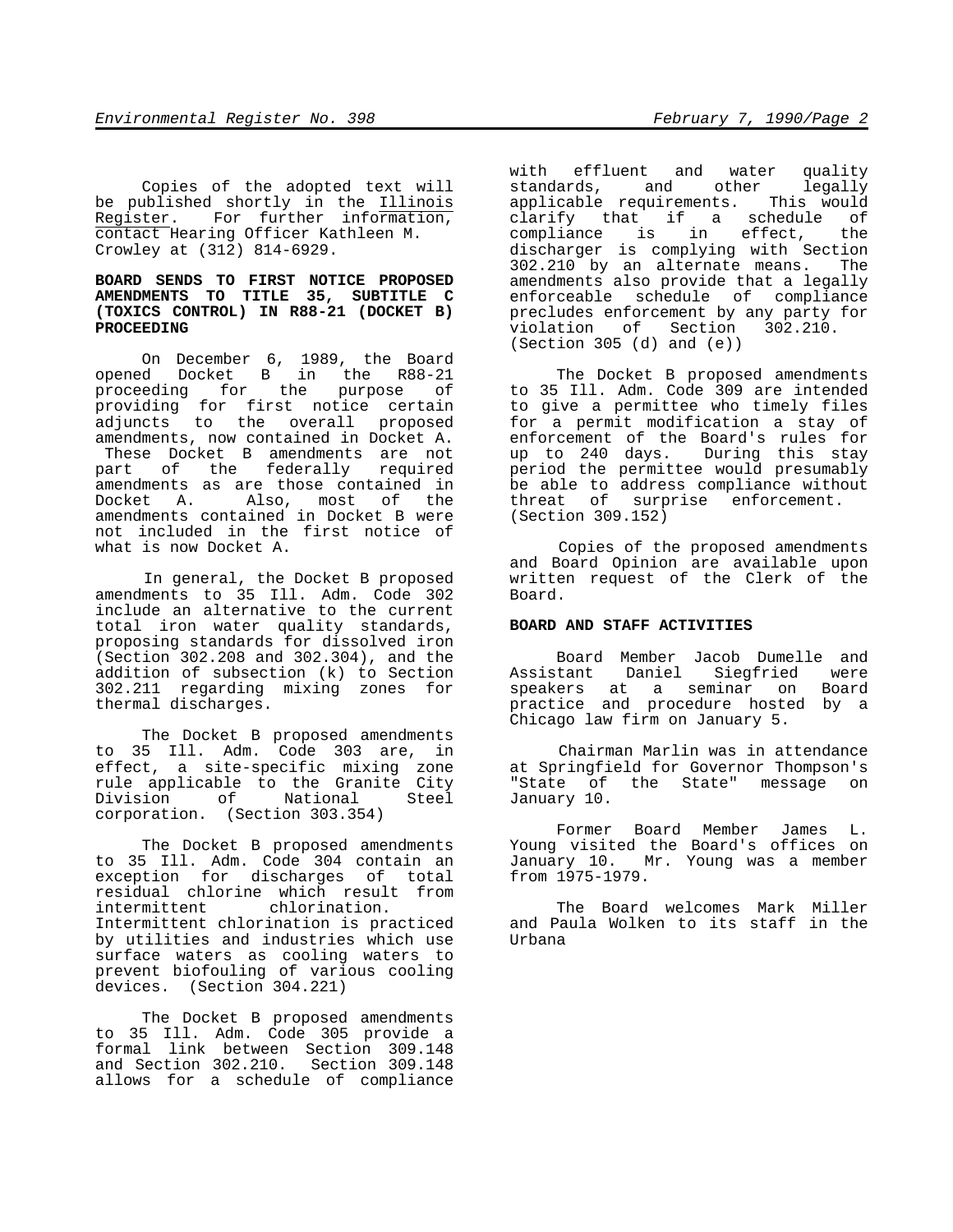Copies of the adopted text will be published shortly in the Illinois Register. For further information, contact Hearing Officer Kathleen M. Crowley at (312) 814-6929.

**BOARD SENDS TO FIRST NOTICE PROPOSED AMENDMENTS TO TITLE 35, SUBTITLE C (TOXICS CONTROL) IN R88-21 (DOCKET B) PROCEEDING**

On December 6, 1989, the Board opened Docket B in the R88-21 proceeding for the purpose of providing for first notice certain adjuncts to the overall proposed amendments, now contained in Docket A. These Docket B amendments are not part of the federally required amendments as are those contained in Docket A. Also, most of the amendments contained in Docket B were not included in the first notice of what is now Docket A.

In general, the Docket B proposed amendments to 35 Ill. Adm. Code 302 include an alternative to the current total iron water quality standards, proposing standards for dissolved iron (Section 302.208 and 302.304), and the addition of subsection (k) to Section 302.211 regarding mixing zones for thermal discharges.

The Docket B proposed amendments to 35 Ill. Adm. Code 303 are, in effect, a site-specific mixing zone rule applicable to the Granite City Division of National Steel corporation. (Section 303.354)

The Docket B proposed amendments to 35 Ill. Adm. Code 304 contain an exception for discharges of total residual chlorine which result from intermittent chlorination. Intermittent chlorination is practiced by utilities and industries which use surface waters as cooling waters to prevent biofouling of various cooling devices. (Section 304.221)

The Docket B proposed amendments to 35 Ill. Adm. Code 305 provide a formal link between Section 309.148 and Section 302.210. Section 309.148 allows for a schedule of compliance with effluent and water quality standards, and other legally applicable requirements. This would clarify that if a schedule of compliance is in effect, the discharger is complying with Section 302.210 by an alternate means. The amendments also provide that a legally enforceable schedule of compliance precludes enforcement by any party for violation of Section 302.210. (Section 305 (d) and (e))

The Docket B proposed amendments to 35 Ill. Adm. Code 309 are intended to give a permittee who timely files for a permit modification a stay of enforcement of the Board's rules for up to 240 days. During this stay period the permittee would presumably be able to address compliance without threat of surprise enforcement. (Section 309.152)

Copies of the proposed amendments and Board Opinion are available upon written request of the Clerk of the Board.

**BOARD AND STAFF ACTIVITIES**

Board Member Jacob Dumelle and Assistant Daniel Siegfried were speakers at a seminar on Board practice and procedure hosted by a Chicago law firm on January 5.

Chairman Marlin was in attendance at Springfield for Governor Thompson's "State of the State" message on January 10.

Former Board Member James L. Young visited the Board's offices on January 10. Mr. Young was a member from 1975-1979.

The Board welcomes Mark Miller and Paula Wolken to its staff in the Urbana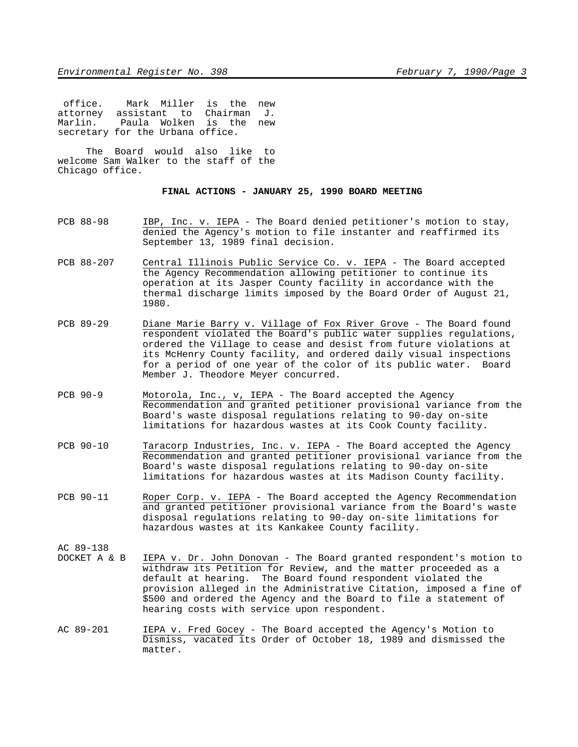office. Mark Miller is the new attorney assistant to Chairman J. Marlin. Paula Wolken is the new secretary for the Urbana office.

The Board would also like to welcome Sam Walker to the staff of the Chicago office.

## FINAL ACTIONS - JANUARY 25, 1990 BOARD MEETING

PCB 88-98 — IBP, Inc. v. IEPA - The Board denied petitioner's motion to stay, denied the Agency's motion to file instanter and reaffirmed its September 13, 1989 final decision.

PCB 88-207 — Central Illinois Public Service Co. v. IEPA - The Board accepted the Agency Recommendation allowing petitioner to continue its operation at its Jasper County facility in accordance with the thermal discharge limits imposed by the Board Order of August 21, 1980.

PCB 89-29 — Diane Marie Barry v. Village of Fox River Grove - The Board found respondent violated the Board's public water supplies regulations, ordered the Village to cease and desist from future violations at its McHenry County facility, and ordered daily visual inspections for a period of one year of the color of its public water. Board Member J. Theodore Meyer concurred.

PCB 90-9 — Motorola, Inc., v, IEPA - The Board accepted the Agency Recommendation and granted petitioner provisional variance from the Board's waste disposal regulations relating to 90-day on-site limitations for hazardous wastes at its Cook County facility.

PCB 90-10 — Taracorp Industries, Inc. v. IEPA - The Board accepted the Agency Recommendation and granted petitioner provisional variance from the Board's waste disposal regulations relating to 90-day on-site limitations for hazardous wastes at its Madison County facility.

PCB 90-11 — Roper Corp. v. IEPA - The Board accepted the Agency Recommendation and granted petitioner provisional variance from the Board's waste disposal regulations relating to 90-day on-site limitations for hazardous wastes at its Kankakee County facility.

AC 89-138 DOCKET A & B — IEPA v. Dr. John Donovan - The Board granted respondent's motion to withdraw its Petition for Review, and the matter proceeded as a default at hearing. The Board found respondent violated the provision alleged in the Administrative Citation, imposed a fine of $500 and ordered the Agency and the Board to file a statement of hearing costs with service upon respondent.

AC 89-201 — IEPA v. Fred Gocey - The Board accepted the Agency's Motion to Dismiss, vacated its Order of October 18, 1989 and dismissed the matter.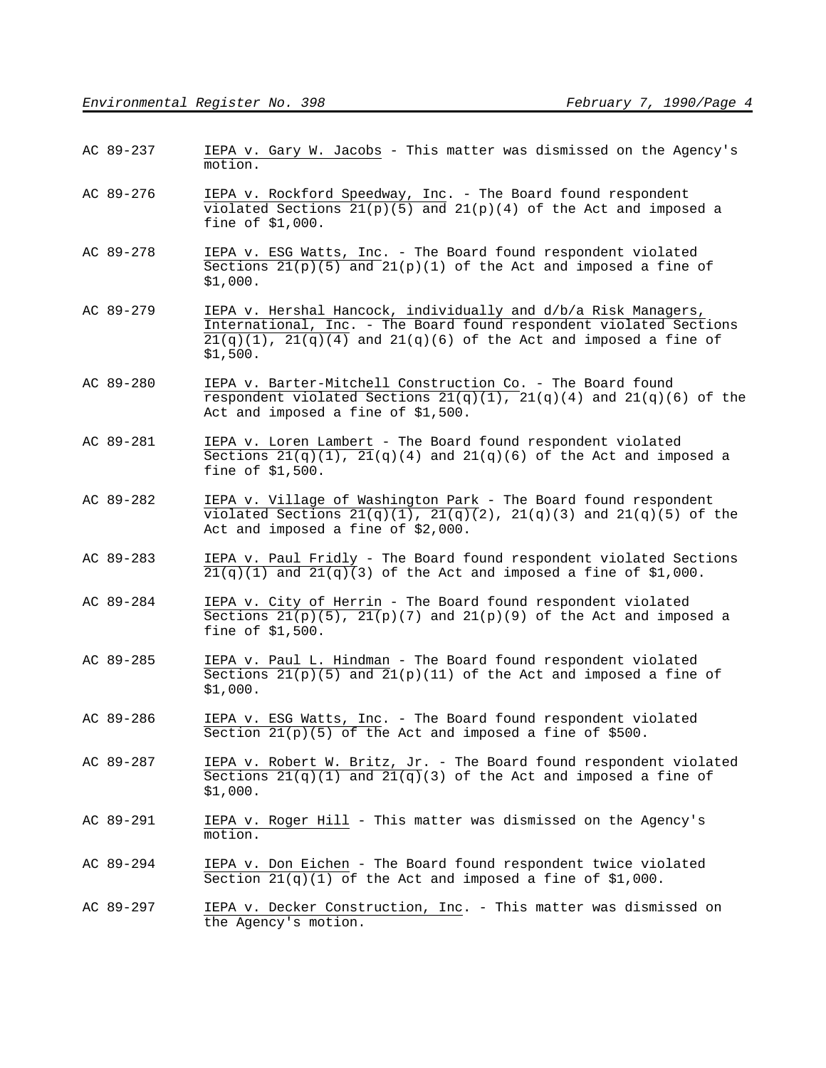AC 89-237 IEPA v. Gary W. Jacobs - This matter was dismissed on the Agency's motion.

AC 89-276 IEPA v. Rockford Speedway, Inc. - The Board found respondent violated Sections 21(p)(5) and 21(p)(4) of the Act and imposed a fine of $1,000.

AC 89-278 IEPA v. ESG Watts, Inc. - The Board found respondent violated Sections 21(p)(5) and 21(p)(1) of the Act and imposed a fine of $1,000.

AC 89-279 IEPA v. Hershal Hancock, individually and d/b/a Risk Managers, International, Inc. - The Board found respondent violated Sections 21(q)(1), 21(q)(4) and 21(q)(6) of the Act and imposed a fine of $1,500.

AC 89-280 IEPA v. Barter-Mitchell Construction Co. - The Board found respondent violated Sections 21(q)(1), 21(q)(4) and 21(q)(6) of the Act and imposed a fine of $1,500.

AC 89-281 IEPA v. Loren Lambert - The Board found respondent violated Sections 21(q)(1), 21(q)(4) and 21(q)(6) of the Act and imposed a fine of $1,500.

AC 89-282 IEPA v. Village of Washington Park - The Board found respondent violated Sections 21(q)(1), 21(q)(2), 21(q)(3) and 21(q)(5) of the Act and imposed a fine of $2,000.

AC 89-283 IEPA v. Paul Fridly - The Board found respondent violated Sections 21(q)(1) and 21(q)(3) of the Act and imposed a fine of $1,000.

AC 89-284 IEPA v. City of Herrin - The Board found respondent violated Sections 21(p)(5), 21(p)(7) and 21(p)(9) of the Act and imposed a fine of $1,500.

AC 89-285 IEPA v. Paul L. Hindman - The Board found respondent violated Sections 21(p)(5) and 21(p)(11) of the Act and imposed a fine of $1,000.

AC 89-286 IEPA v. ESG Watts, Inc. - The Board found respondent violated Section 21(p)(5) of the Act and imposed a fine of $500.

AC 89-287 IEPA v. Robert W. Britz, Jr. - The Board found respondent violated Sections 21(q)(1) and 21(q)(3) of the Act and imposed a fine of $1,000.

AC 89-291 IEPA v. Roger Hill - This matter was dismissed on the Agency's motion.

AC 89-294 IEPA v. Don Eichen - The Board found respondent twice violated Section 21(q)(1) of the Act and imposed a fine of $1,000.

AC 89-297 IEPA v. Decker Construction, Inc. - This matter was dismissed on the Agency's motion.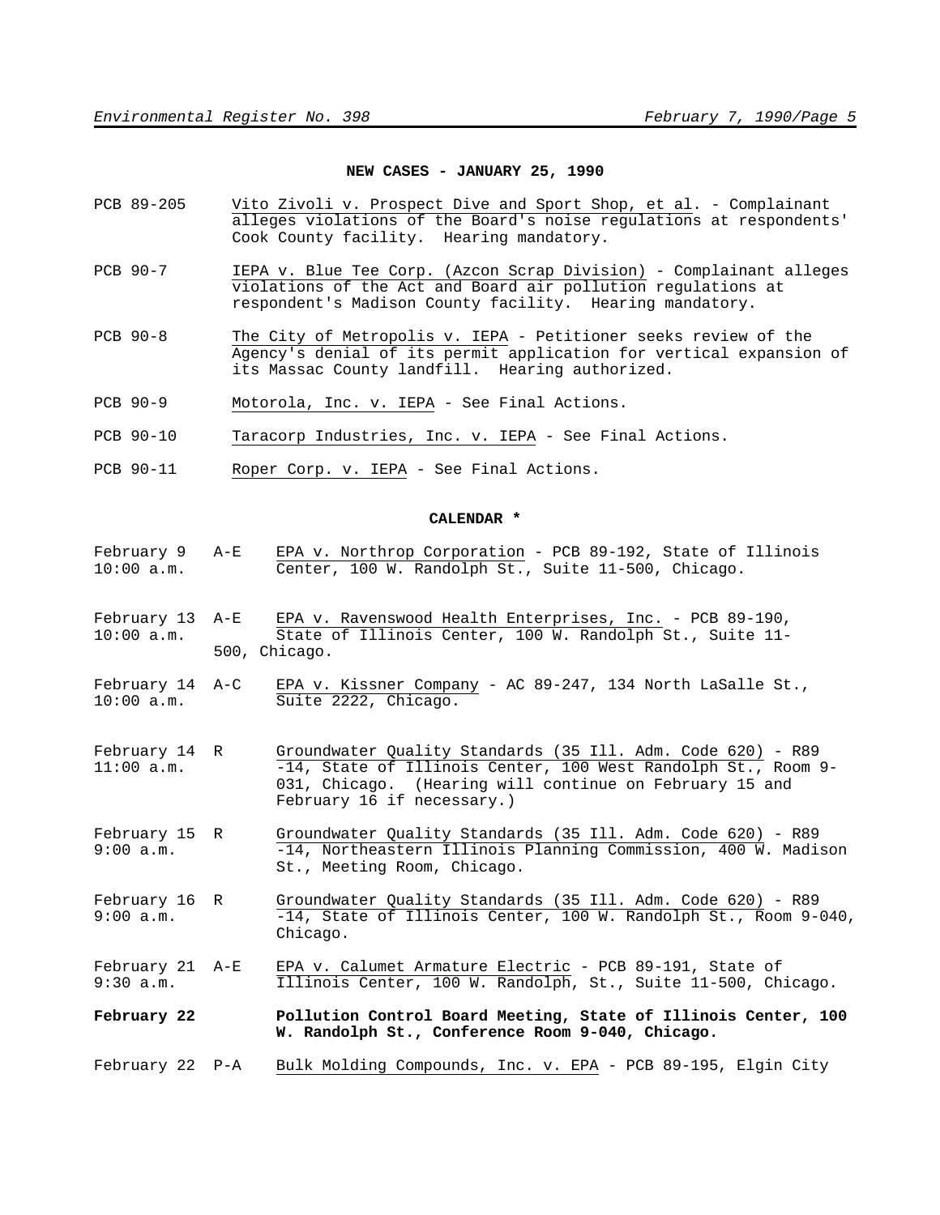## NEW CASES - JANUARY 25, 1990

PCB 89-205 — Vito Zivoli v. Prospect Dive and Sport Shop, et al. - Complainant alleges violations of the Board's noise regulations at respondents' Cook County facility. Hearing mandatory.

PCB 90-7 — IEPA v. Blue Tee Corp. (Azcon Scrap Division) - Complainant alleges violations of the Act and Board air pollution regulations at respondent's Madison County facility. Hearing mandatory.

PCB 90-8 — The City of Metropolis v. IEPA - Petitioner seeks review of the Agency's denial of its permit application for vertical expansion of its Massac County landfill. Hearing authorized.

PCB 90-9 — Motorola, Inc. v. IEPA - See Final Actions.

PCB 90-10 — Taracorp Industries, Inc. v. IEPA - See Final Actions.

PCB 90-11 — Roper Corp. v. IEPA - See Final Actions.

## CALENDAR *

February 9, 10:00 a.m. — A-E — EPA v. Northrop Corporation - PCB 89-192, State of Illinois Center, 100 W. Randolph St., Suite 11-500, Chicago.

February 13, 10:00 a.m. — A-E — EPA v. Ravenswood Health Enterprises, Inc. - PCB 89-190, State of Illinois Center, 100 W. Randolph St., Suite 11-500, Chicago.

February 14, 10:00 a.m. — A-C — EPA v. Kissner Company - AC 89-247, 134 North LaSalle St., Suite 2222, Chicago.

February 14, 11:00 a.m. — R — Groundwater Quality Standards (35 Ill. Adm. Code 620) - R89-14, State of Illinois Center, 100 West Randolph St., Room 9-031, Chicago. (Hearing will continue on February 15 and February 16 if necessary.)

February 15, 9:00 a.m. — R — Groundwater Quality Standards (35 Ill. Adm. Code 620) - R89-14, Northeastern Illinois Planning Commission, 400 W. Madison St., Meeting Room, Chicago.

February 16, 9:00 a.m. — R — Groundwater Quality Standards (35 Ill. Adm. Code 620) - R89-14, State of Illinois Center, 100 W. Randolph St., Room 9-040, Chicago.

February 21, 9:30 a.m. — A-E — EPA v. Calumet Armature Electric - PCB 89-191, State of Illinois Center, 100 W. Randolph, St., Suite 11-500, Chicago.

**February 22 — Pollution Control Board Meeting, State of Illinois Center, 100 W. Randolph St., Conference Room 9-040, Chicago.**

February 22 — P-A — Bulk Molding Compounds, Inc. v. EPA - PCB 89-195, Elgin City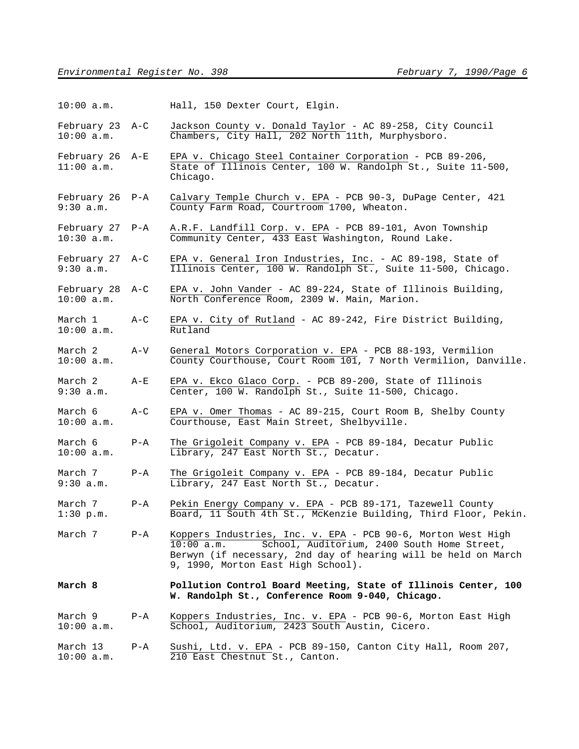| | | |
|---|---|---|
| 10:00 a.m. | | Hall, 150 Dexter Court, Elgin. |
| February 23 10:00 a.m. | A-C | Jackson County v. Donald Taylor - AC 89-258, City Council Chambers, City Hall, 202 North 11th, Murphysboro. |
| February 26 11:00 a.m. | A-E | EPA v. Chicago Steel Container Corporation - PCB 89-206, State of Illinois Center, 100 W. Randolph St., Suite 11-500, Chicago. |
| February 26 9:30 a.m. | P-A | Calvary Temple Church v. EPA - PCB 90-3, DuPage Center, 421 County Farm Road, Courtroom 1700, Wheaton. |
| February 27 10:30 a.m. | P-A | A.R.F. Landfill Corp. v. EPA - PCB 89-101, Avon Township Community Center, 433 East Washington, Round Lake. |
| February 27 9:30 a.m. | A-C | EPA v. General Iron Industries, Inc. - AC 89-198, State of Illinois Center, 100 W. Randolph St., Suite 11-500, Chicago. |
| February 28 10:00 a.m. | A-C | EPA v. John Vander - AC 89-224, State of Illinois Building, North Conference Room, 2309 W. Main, Marion. |
| March 1 10:00 a.m. | A-C | EPA v. City of Rutland - AC 89-242, Fire District Building, Rutland |
| March 2 10:00 a.m. | A-V | General Motors Corporation v. EPA - PCB 88-193, Vermilion County Courthouse, Court Room 101, 7 North Vermilion, Danville. |
| March 2 9:30 a.m. | A-E | EPA v. Ekco Glaco Corp. - PCB 89-200, State of Illinois Center, 100 W. Randolph St., Suite 11-500, Chicago. |
| March 6 10:00 a.m. | A-C | EPA v. Omer Thomas - AC 89-215, Court Room B, Shelby County Courthouse, East Main Street, Shelbyville. |
| March 6 10:00 a.m. | P-A | The Grigoleit Company v. EPA - PCB 89-184, Decatur Public Library, 247 East North St., Decatur. |
| March 7 9:30 a.m. | P-A | The Grigoleit Company v. EPA - PCB 89-184, Decatur Public Library, 247 East North St., Decatur. |
| March 7 1:30 p.m. | P-A | Pekin Energy Company v. EPA - PCB 89-171, Tazewell County Board, 11 South 4th St., McKenzie Building, Third Floor, Pekin. |
| March 7 10:00 a.m. | P-A | Koppers Industries, Inc. v. EPA - PCB 90-6, Morton West High School, Auditorium, 2400 South Home Street, Berwyn (if necessary, 2nd day of hearing will be held on March 9, 1990, Morton East High School). |
| **March 8** | | **Pollution Control Board Meeting, State of Illinois Center, 100 W. Randolph St., Conference Room 9-040, Chicago.** |
| March 9 10:00 a.m. | P-A | Koppers Industries, Inc. v. EPA - PCB 90-6, Morton East High School, Auditorium, 2423 South Austin, Cicero. |
| March 13 10:00 a.m. | P-A | Sushi, Ltd. v. EPA - PCB 89-150, Canton City Hall, Room 207, 210 East Chestnut St., Canton. |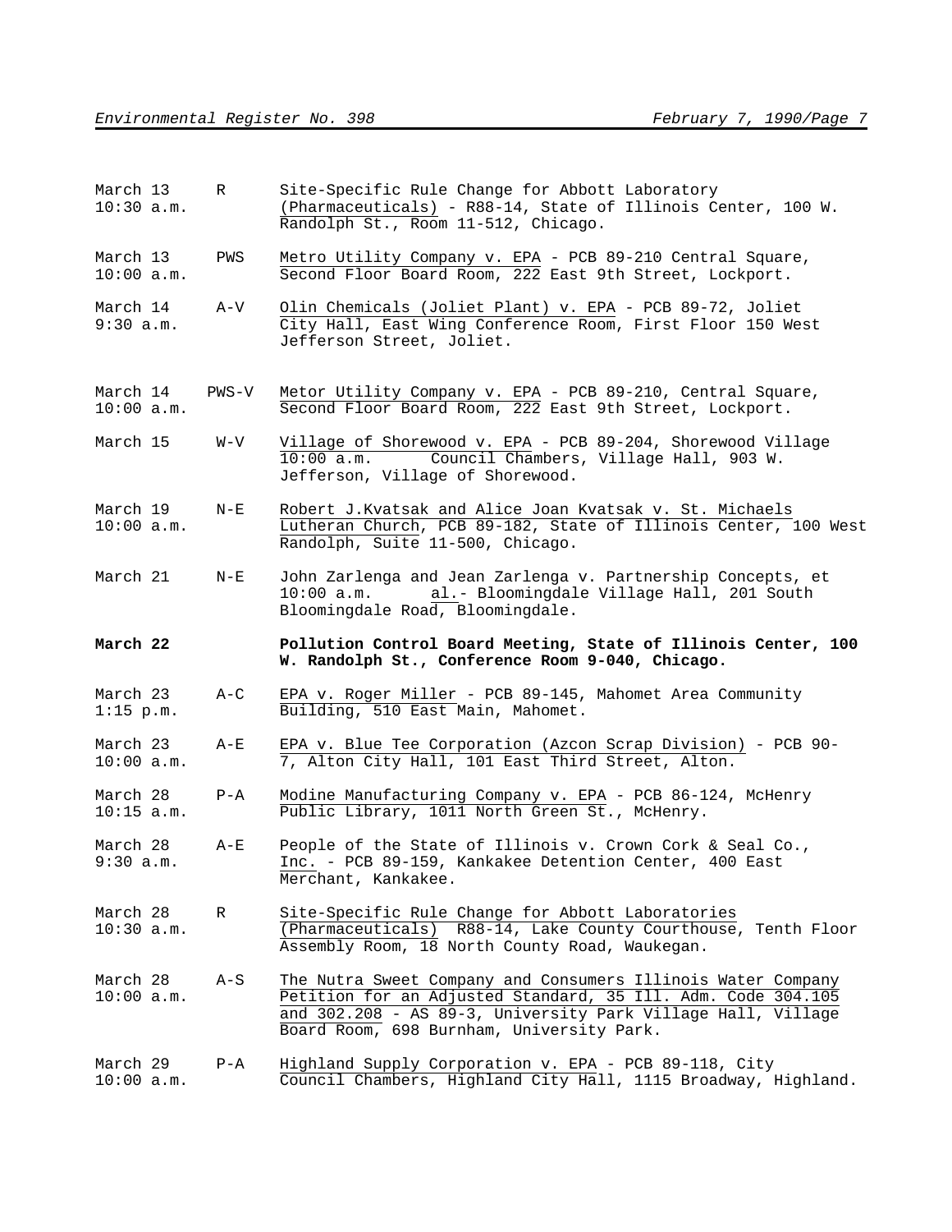| | | |
|---|---|---|
| March 13<br>10:30 a.m. | R | Site-Specific Rule Change for Abbott Laboratory (Pharmaceuticals) - R88-14, State of Illinois Center, 100 W. Randolph St., Room 11-512, Chicago. |
| March 13<br>10:00 a.m. | PWS | Metro Utility Company v. EPA - PCB 89-210 Central Square, Second Floor Board Room, 222 East 9th Street, Lockport. |
| March 14<br>9:30 a.m. | A-V | Olin Chemicals (Joliet Plant) v. EPA - PCB 89-72, Joliet City Hall, East Wing Conference Room, First Floor 150 West Jefferson Street, Joliet. |
| March 14<br>10:00 a.m. | PWS-V | Metor Utility Company v. EPA - PCB 89-210, Central Square, Second Floor Board Room, 222 East 9th Street, Lockport. |
| March 15<br>10:00 a.m. | W-V | Village of Shorewood v. EPA - PCB 89-204, Shorewood Village Council Chambers, Village Hall, 903 W. Jefferson, Village of Shorewood. |
| March 19<br>10:00 a.m. | N-E | Robert J.Kvatsak and Alice Joan Kvatsak v. St. Michaels Lutheran Church, PCB 89-182, State of Illinois Center, 100 West Randolph, Suite 11-500, Chicago. |
| March 21<br>10:00 a.m. | N-E | John Zarlenga and Jean Zarlenga v. Partnership Concepts, et al.- Bloomingdale Village Hall, 201 South Bloomingdale Road, Bloomingdale. |
| **March 22** | | **Pollution Control Board Meeting, State of Illinois Center, 100 W. Randolph St., Conference Room 9-040, Chicago.** |
| March 23<br>1:15 p.m. | A-C | EPA v. Roger Miller - PCB 89-145, Mahomet Area Community Building, 510 East Main, Mahomet. |
| March 23<br>10:00 a.m. | A-E | EPA v. Blue Tee Corporation (Azcon Scrap Division) - PCB 90-7, Alton City Hall, 101 East Third Street, Alton. |
| March 28<br>10:15 a.m. | P-A | Modine Manufacturing Company v. EPA - PCB 86-124, McHenry Public Library, 1011 North Green St., McHenry. |
| March 28<br>9:30 a.m. | A-E | People of the State of Illinois v. Crown Cork & Seal Co., Inc. - PCB 89-159, Kankakee Detention Center, 400 East Merchant, Kankakee. |
| March 28<br>10:30 a.m. | R | Site-Specific Rule Change for Abbott Laboratories (Pharmaceuticals) R88-14, Lake County Courthouse, Tenth Floor Assembly Room, 18 North County Road, Waukegan. |
| March 28<br>10:00 a.m. | A-S | The Nutra Sweet Company and Consumers Illinois Water Company Petition for an Adjusted Standard, 35 Ill. Adm. Code 304.105 and 302.208 - AS 89-3, University Park Village Hall, Village Board Room, 698 Burnham, University Park. |
| March 29<br>10:00 a.m. | P-A | Highland Supply Corporation v. EPA - PCB 89-118, City Council Chambers, Highland City Hall, 1115 Broadway, Highland. |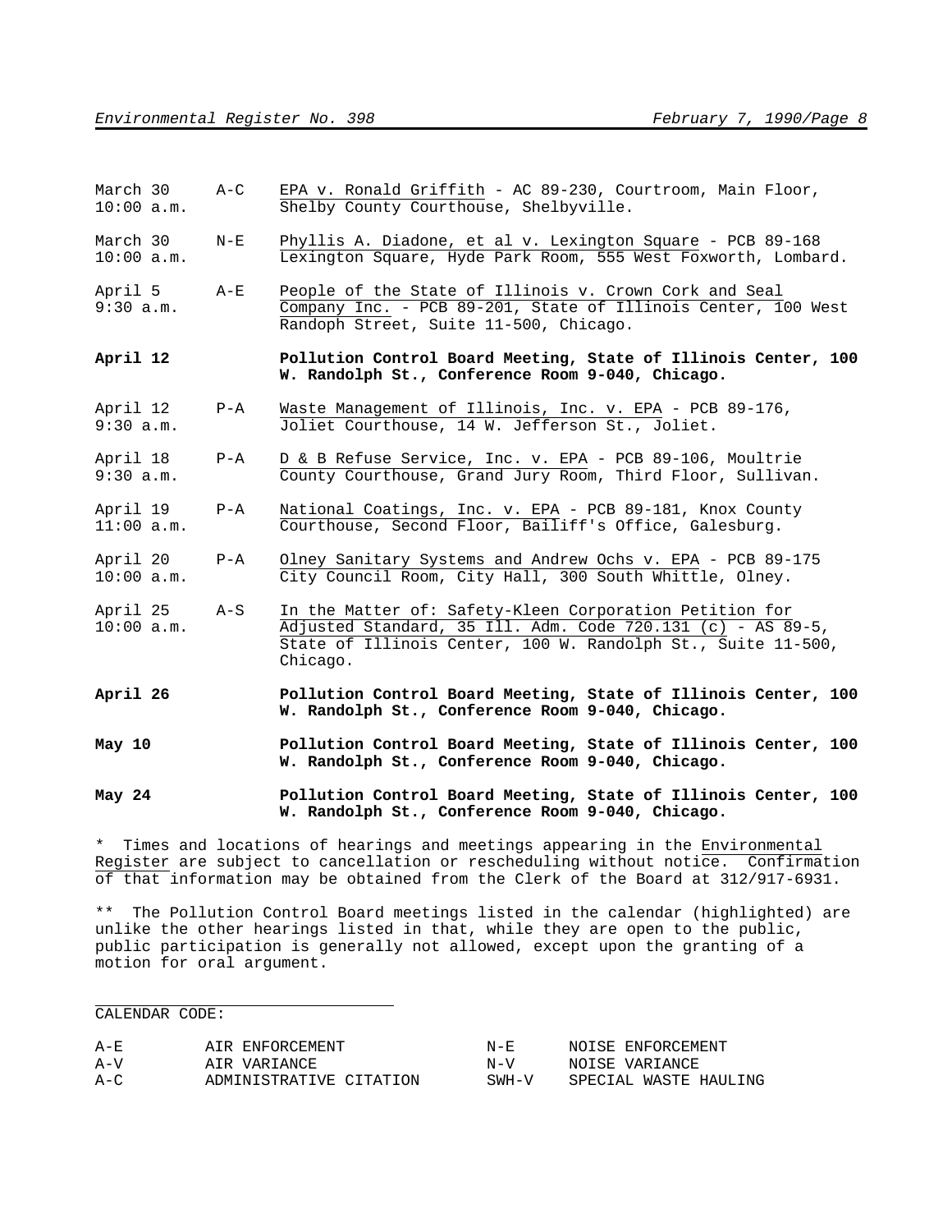| | | |
|---|---|---|
| March 30<br>10:00 a.m. | A-C | EPA v. Ronald Griffith - AC 89-230, Courtroom, Main Floor, Shelby County Courthouse, Shelbyville. |
| March 30<br>10:00 a.m. | N-E | Phyllis A. Diadone, et al v. Lexington Square - PCB 89-168 Lexington Square, Hyde Park Room, 555 West Foxworth, Lombard. |
| April 5<br>9:30 a.m. | A-E | People of the State of Illinois v. Crown Cork and Seal Company Inc. - PCB 89-201, State of Illinois Center, 100 West Randolph Street, Suite 11-500, Chicago. |
| **April 12** | | **Pollution Control Board Meeting, State of Illinois Center, 100 W. Randolph St., Conference Room 9-040, Chicago.** |
| April 12<br>9:30 a.m. | P-A | Waste Management of Illinois, Inc. v. EPA - PCB 89-176, Joliet Courthouse, 14 W. Jefferson St., Joliet. |
| April 18<br>9:30 a.m. | P-A | D & B Refuse Service, Inc. v. EPA - PCB 89-106, Moultrie County Courthouse, Grand Jury Room, Third Floor, Sullivan. |
| April 19<br>11:00 a.m. | P-A | National Coatings, Inc. v. EPA - PCB 89-181, Knox County Courthouse, Second Floor, Bailiff's Office, Galesburg. |
| April 20<br>10:00 a.m. | P-A | Olney Sanitary Systems and Andrew Ochs v. EPA - PCB 89-175 City Council Room, City Hall, 300 South Whittle, Olney. |
| April 25<br>10:00 a.m. | A-S | In the Matter of: Safety-Kleen Corporation Petition for Adjusted Standard, 35 Ill. Adm. Code 720.131 (c) - AS 89-5, State of Illinois Center, 100 W. Randolph St., Suite 11-500, Chicago. |
| **April 26** | | **Pollution Control Board Meeting, State of Illinois Center, 100 W. Randolph St., Conference Room 9-040, Chicago.** |
| **May 10** | | **Pollution Control Board Meeting, State of Illinois Center, 100 W. Randolph St., Conference Room 9-040, Chicago.** |
| **May 24** | | **Pollution Control Board Meeting, State of Illinois Center, 100 W. Randolph St., Conference Room 9-040, Chicago.** |

\* Times and locations of hearings and meetings appearing in the Environmental Register are subject to cancellation or rescheduling without notice. Confirmation of that information may be obtained from the Clerk of the Board at 312/917-6931.

\*\* The Pollution Control Board meetings listed in the calendar (highlighted) are unlike the other hearings listed in that, while they are open to the public, public participation is generally not allowed, except upon the granting of a motion for oral argument.

CALENDAR CODE:

| | | | |
|---|---|---|---|
| A-E | AIR ENFORCEMENT | N-E | NOISE ENFORCEMENT |
| A-V | AIR VARIANCE | N-V | NOISE VARIANCE |
| A-C | ADMINISTRATIVE CITATION | SWH-V | SPECIAL WASTE HAULING |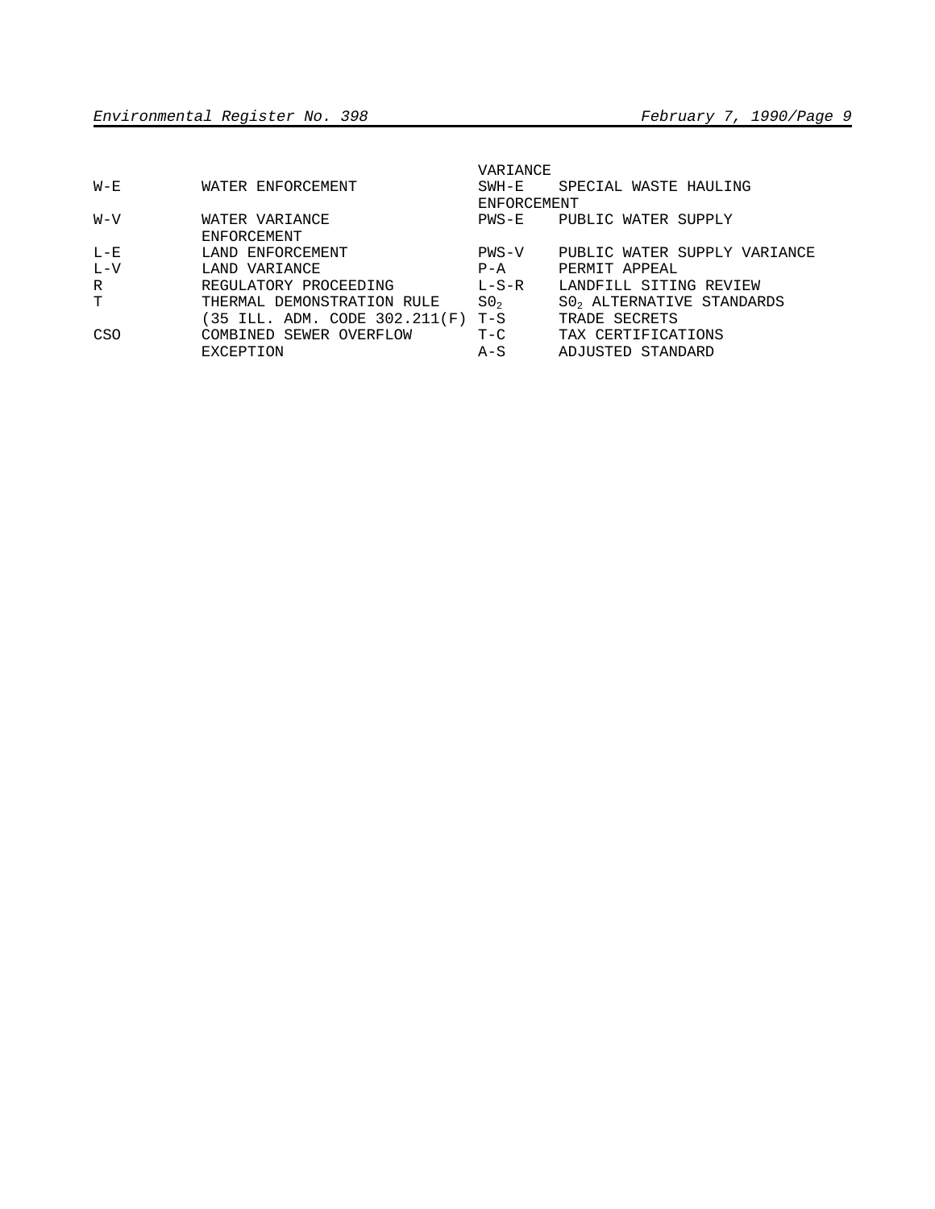| | | | |
|---|---|---|---|
| | | VARIANCE | |
| W-E | WATER ENFORCEMENT | SWH-E | SPECIAL WASTE HAULING |
| | | ENFORCEMENT | |
| W-V | WATER VARIANCE | PWS-E | PUBLIC WATER SUPPLY |
| | ENFORCEMENT | | |
| L-E | LAND ENFORCEMENT | PWS-V | PUBLIC WATER SUPPLY VARIANCE |
| L-V | LAND VARIANCE | P-A | PERMIT APPEAL |
| R | REGULATORY PROCEEDING | L-S-R | LANDFILL SITING REVIEW |
| T | THERMAL DEMONSTRATION RULE | $S0_2$ | $S0_2$ ALTERNATIVE STANDARDS |
| | (35 ILL. ADM. CODE 302.211(F) | T-S | TRADE SECRETS |
| CSO | COMBINED SEWER OVERFLOW | T-C | TAX CERTIFICATIONS |
| | EXCEPTION | A-S | ADJUSTED STANDARD |